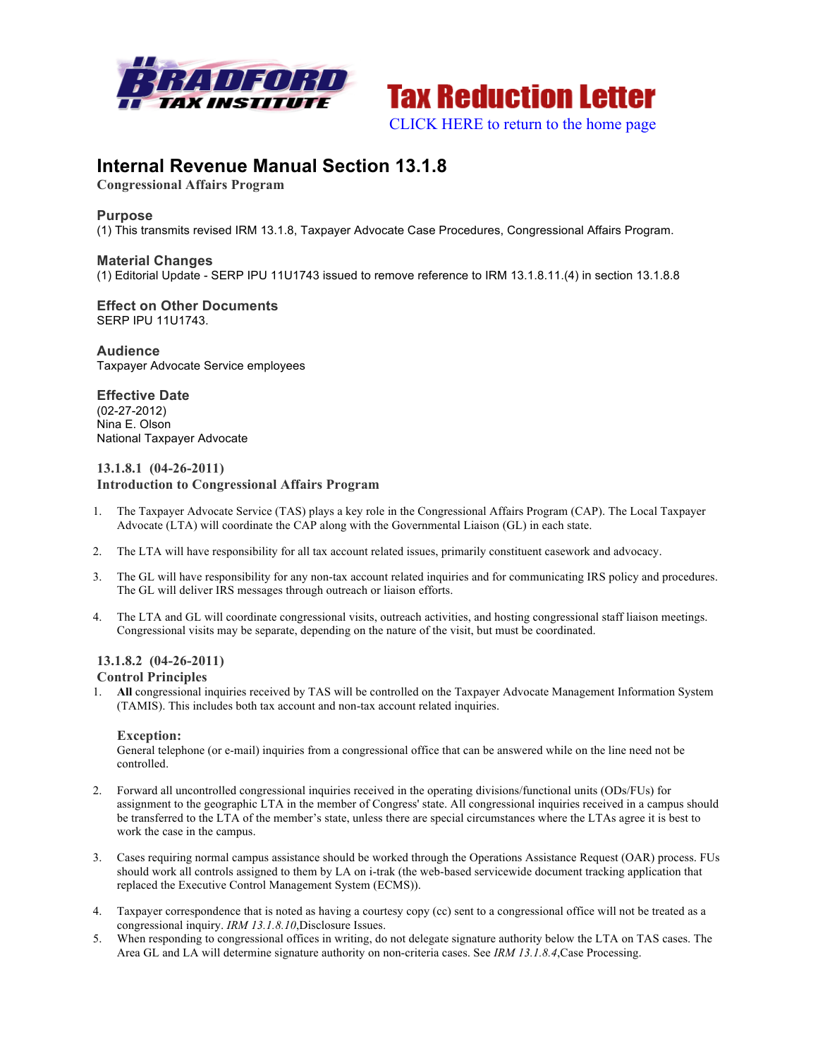Bradford Tax Institute

# Tax Reduction Letter

CLICK HERE to return to the home page

# Internal Revenue Manual Section 13.1.8

**Congressional Affairs Program**

## Purpose

(1) This transmits revised IRM 13.1.8, Taxpayer Advocate Case Procedures, Congressional Affairs Program.

## Material Changes

(1) Editorial Update - SERP IPU 11U1743 issued to remove reference to IRM 13.1.8.11.(4) in section 13.1.8.8

## Effect on Other Documents

SERP IPU 11U1743.

## Audience

Taxpayer Advocate Service employees

## Effective Date

(02-27-2012)
Nina E. Olson
National Taxpayer Advocate

### 13.1.8.1 (04-26-2011)
### Introduction to Congressional Affairs Program

1. The Taxpayer Advocate Service (TAS) plays a key role in the Congressional Affairs Program (CAP). The Local Taxpayer Advocate (LTA) will coordinate the CAP along with the Governmental Liaison (GL) in each state.

2. The LTA will have responsibility for all tax account related issues, primarily constituent casework and advocacy.

3. The GL will have responsibility for any non-tax account related inquiries and for communicating IRS policy and procedures. The GL will deliver IRS messages through outreach or liaison efforts.

4. The LTA and GL will coordinate congressional visits, outreach activities, and hosting congressional staff liaison meetings. Congressional visits may be separate, depending on the nature of the visit, but must be coordinated.

### 13.1.8.2 (04-26-2011)
### Control Principles

1. **All** congressional inquiries received by TAS will be controlled on the Taxpayer Advocate Management Information System (TAMIS). This includes both tax account and non-tax account related inquiries.

   **Exception:**
   General telephone (or e-mail) inquiries from a congressional office that can be answered while on the line need not be controlled.

2. Forward all uncontrolled congressional inquiries received in the operating divisions/functional units (ODs/FUs) for assignment to the geographic LTA in the member of Congress' state. All congressional inquiries received in a campus should be transferred to the LTA of the member's state, unless there are special circumstances where the LTAs agree it is best to work the case in the campus.

3. Cases requiring normal campus assistance should be worked through the Operations Assistance Request (OAR) process. FUs should work all controls assigned to them by LA on i-trak (the web-based servicewide document tracking application that replaced the Executive Control Management System (ECMS)).

4. Taxpayer correspondence that is noted as having a courtesy copy (cc) sent to a congressional office will not be treated as a congressional inquiry. *IRM 13.1.8.10*,Disclosure Issues.

5. When responding to congressional offices in writing, do not delegate signature authority below the LTA on TAS cases. The Area GL and LA will determine signature authority on non-criteria cases. See *IRM 13.1.8.4*,Case Processing.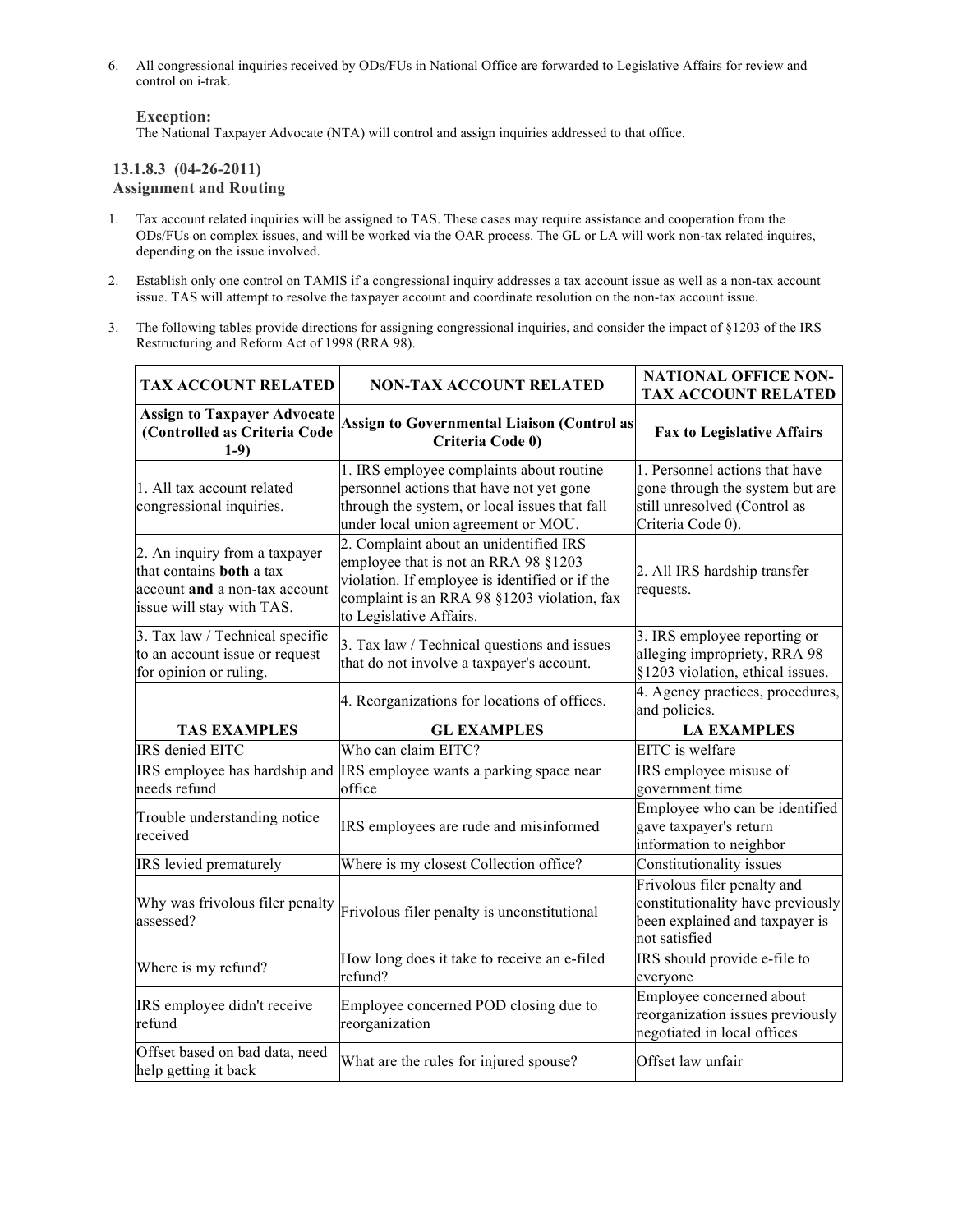6. All congressional inquiries received by ODs/FUs in National Office are forwarded to Legislative Affairs for review and control on i-trak.

**Exception:**
The National Taxpayer Advocate (NTA) will control and assign inquiries addressed to that office.

### 13.1.8.3 (04-26-2011)
### Assignment and Routing

1. Tax account related inquiries will be assigned to TAS. These cases may require assistance and cooperation from the ODs/FUs on complex issues, and will be worked via the OAR process. The GL or LA will work non-tax related inquires, depending on the issue involved.

2. Establish only one control on TAMIS if a congressional inquiry addresses a tax account issue as well as a non-tax account issue. TAS will attempt to resolve the taxpayer account and coordinate resolution on the non-tax account issue.

3. The following tables provide directions for assigning congressional inquiries, and consider the impact of §1203 of the IRS Restructuring and Reform Act of 1998 (RRA 98).

| TAX ACCOUNT RELATED | NON-TAX ACCOUNT RELATED | NATIONAL OFFICE NON-TAX ACCOUNT RELATED |
|---|---|---|
| **Assign to Taxpayer Advocate (Controlled as Criteria Code 1-9)** | **Assign to Governmental Liaison (Control as Criteria Code 0)** | **Fax to Legislative Affairs** |
| 1. All tax account related congressional inquiries. | 1. IRS employee complaints about routine personnel actions that have not yet gone through the system, or local issues that fall under local union agreement or MOU. | 1. Personnel actions that have gone through the system but are still unresolved (Control as Criteria Code 0). |
| 2. An inquiry from a taxpayer that contains **both** a tax account **and** a non-tax account issue will stay with TAS. | 2. Complaint about an unidentified IRS employee that is not an RRA 98 §1203 violation. If employee is identified or if the complaint is an RRA 98 §1203 violation, fax to Legislative Affairs. | 2. All IRS hardship transfer requests. |
| 3. Tax law / Technical specific to an account issue or request for opinion or ruling. | 3. Tax law / Technical questions and issues that do not involve a taxpayer's account. | 3. IRS employee reporting or alleging impropriety, RRA 98 §1203 violation, ethical issues. |
| | 4. Reorganizations for locations of offices. | 4. Agency practices, procedures, and policies. |
| **TAS EXAMPLES** | **GL EXAMPLES** | **LA EXAMPLES** |
| IRS denied EITC | Who can claim EITC? | EITC is welfare |
| IRS employee has hardship and needs refund | IRS employee wants a parking space near office | IRS employee misuse of government time |
| Trouble understanding notice received | IRS employees are rude and misinformed | Employee who can be identified gave taxpayer's return information to neighbor |
| IRS levied prematurely | Where is my closest Collection office? | Constitutionality issues |
| Why was frivolous filer penalty assessed? | Frivolous filer penalty is unconstitutional | Frivolous filer penalty and constitutionality have previously been explained and taxpayer is not satisfied |
| Where is my refund? | How long does it take to receive an e-filed refund? | IRS should provide e-file to everyone |
| IRS employee didn't receive refund | Employee concerned POD closing due to reorganization | Employee concerned about reorganization issues previously negotiated in local offices |
| Offset based on bad data, need help getting it back | What are the rules for injured spouse? | Offset law unfair |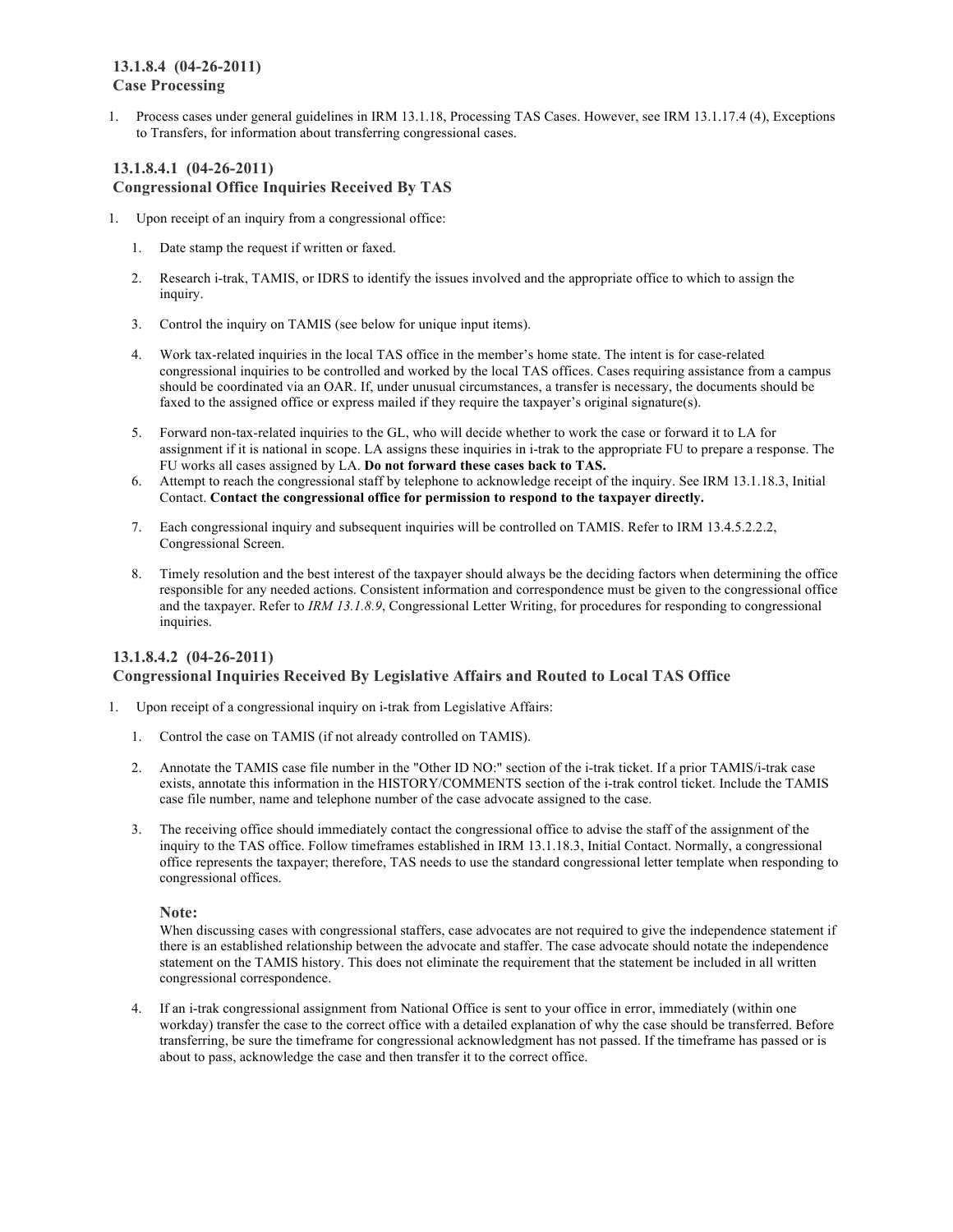### 13.1.8.4 (04-26-2011)
### Case Processing

1. Process cases under general guidelines in IRM 13.1.18, Processing TAS Cases. However, see IRM 13.1.17.4 (4), Exceptions to Transfers, for information about transferring congressional cases.

### 13.1.8.4.1 (04-26-2011)
### Congressional Office Inquiries Received By TAS

1. Upon receipt of an inquiry from a congressional office:

    1. Date stamp the request if written or faxed.

    2. Research i-trak, TAMIS, or IDRS to identify the issues involved and the appropriate office to which to assign the inquiry.

    3. Control the inquiry on TAMIS (see below for unique input items).

    4. Work tax-related inquiries in the local TAS office in the member's home state. The intent is for case-related congressional inquiries to be controlled and worked by the local TAS offices. Cases requiring assistance from a campus should be coordinated via an OAR. If, under unusual circumstances, a transfer is necessary, the documents should be faxed to the assigned office or express mailed if they require the taxpayer's original signature(s).

    5. Forward non-tax-related inquiries to the GL, who will decide whether to work the case or forward it to LA for assignment if it is national in scope. LA assigns these inquiries in i-trak to the appropriate FU to prepare a response. The FU works all cases assigned by LA. **Do not forward these cases back to TAS.**

    6. Attempt to reach the congressional staff by telephone to acknowledge receipt of the inquiry. See IRM 13.1.18.3, Initial Contact. **Contact the congressional office for permission to respond to the taxpayer directly.**

    7. Each congressional inquiry and subsequent inquiries will be controlled on TAMIS. Refer to IRM 13.4.5.2.2.2, Congressional Screen.

    8. Timely resolution and the best interest of the taxpayer should always be the deciding factors when determining the office responsible for any needed actions. Consistent information and correspondence must be given to the congressional office and the taxpayer. Refer to *IRM 13.1.8.9*, Congressional Letter Writing, for procedures for responding to congressional inquiries.

### 13.1.8.4.2 (04-26-2011)
### Congressional Inquiries Received By Legislative Affairs and Routed to Local TAS Office

1. Upon receipt of a congressional inquiry on i-trak from Legislative Affairs:

    1. Control the case on TAMIS (if not already controlled on TAMIS).

    2. Annotate the TAMIS case file number in the "Other ID NO:" section of the i-trak ticket. If a prior TAMIS/i-trak case exists, annotate this information in the HISTORY/COMMENTS section of the i-trak control ticket. Include the TAMIS case file number, name and telephone number of the case advocate assigned to the case.

    3. The receiving office should immediately contact the congressional office to advise the staff of the assignment of the inquiry to the TAS office. Follow timeframes established in IRM 13.1.18.3, Initial Contact. Normally, a congressional office represents the taxpayer; therefore, TAS needs to use the standard congressional letter template when responding to congressional offices.

       **Note:**
       When discussing cases with congressional staffers, case advocates are not required to give the independence statement if there is an established relationship between the advocate and staffer. The case advocate should notate the independence statement on the TAMIS history. This does not eliminate the requirement that the statement be included in all written congressional correspondence.

    4. If an i-trak congressional assignment from National Office is sent to your office in error, immediately (within one workday) transfer the case to the correct office with a detailed explanation of why the case should be transferred. Before transferring, be sure the timeframe for congressional acknowledgment has not passed. If the timeframe has passed or is about to pass, acknowledge the case and then transfer it to the correct office.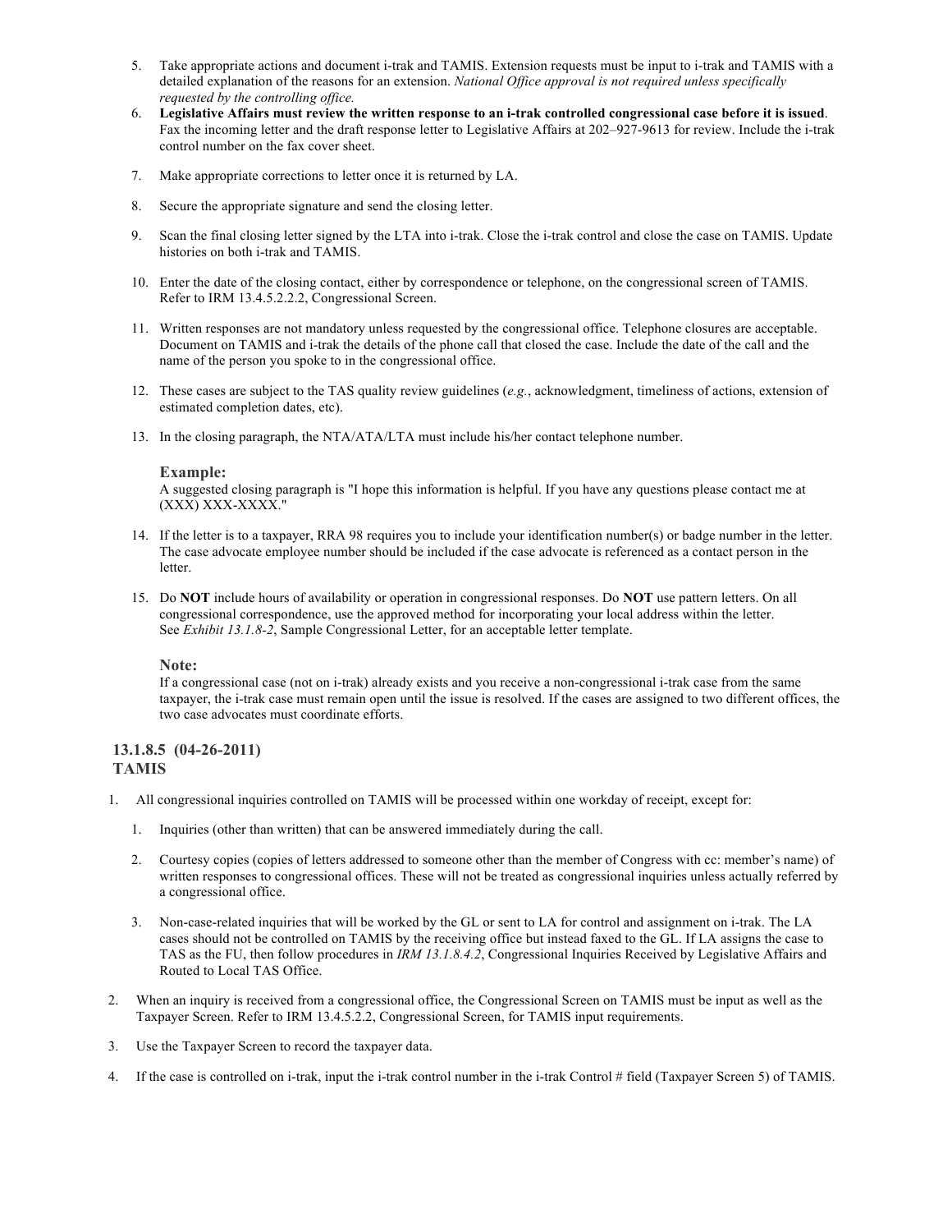5. Take appropriate actions and document i-trak and TAMIS. Extension requests must be input to i-trak and TAMIS with a detailed explanation of the reasons for an extension. *National Office approval is not required unless specifically requested by the controlling office.*
6. **Legislative Affairs must review the written response to an i-trak controlled congressional case before it is issued**. Fax the incoming letter and the draft response letter to Legislative Affairs at 202–927-9613 for review. Include the i-trak control number on the fax cover sheet.
7. Make appropriate corrections to letter once it is returned by LA.
8. Secure the appropriate signature and send the closing letter.
9. Scan the final closing letter signed by the LTA into i-trak. Close the i-trak control and close the case on TAMIS. Update histories on both i-trak and TAMIS.
10. Enter the date of the closing contact, either by correspondence or telephone, on the congressional screen of TAMIS. Refer to IRM 13.4.5.2.2.2, Congressional Screen.
11. Written responses are not mandatory unless requested by the congressional office. Telephone closures are acceptable. Document on TAMIS and i-trak the details of the phone call that closed the case. Include the date of the call and the name of the person you spoke to in the congressional office.
12. These cases are subject to the TAS quality review guidelines (*e.g.*, acknowledgment, timeliness of actions, extension of estimated completion dates, etc).
13. In the closing paragraph, the NTA/ATA/LTA must include his/her contact telephone number.

    **Example:**
    A suggested closing paragraph is "I hope this information is helpful. If you have any questions please contact me at (XXX) XXX-XXXX."

14. If the letter is to a taxpayer, RRA 98 requires you to include your identification number(s) or badge number in the letter. The case advocate employee number should be included if the case advocate is referenced as a contact person in the letter.
15. Do **NOT** include hours of availability or operation in congressional responses. Do **NOT** use pattern letters. On all congressional correspondence, use the approved method for incorporating your local address within the letter. See *Exhibit 13.1.8-2*, Sample Congressional Letter, for an acceptable letter template.

    **Note:**
    If a congressional case (not on i-trak) already exists and you receive a non-congressional i-trak case from the same taxpayer, the i-trak case must remain open until the issue is resolved. If the cases are assigned to two different offices, the two case advocates must coordinate efforts.

### 13.1.8.5 (04-26-2011)
### TAMIS

1. All congressional inquiries controlled on TAMIS will be processed within one workday of receipt, except for:
    1. Inquiries (other than written) that can be answered immediately during the call.
    2. Courtesy copies (copies of letters addressed to someone other than the member of Congress with cc: member's name) of written responses to congressional offices. These will not be treated as congressional inquiries unless actually referred by a congressional office.
    3. Non-case-related inquiries that will be worked by the GL or sent to LA for control and assignment on i-trak. The LA cases should not be controlled on TAMIS by the receiving office but instead faxed to the GL. If LA assigns the case to TAS as the FU, then follow procedures in *IRM 13.1.8.4.2*, Congressional Inquiries Received by Legislative Affairs and Routed to Local TAS Office.
2. When an inquiry is received from a congressional office, the Congressional Screen on TAMIS must be input as well as the Taxpayer Screen. Refer to IRM 13.4.5.2.2, Congressional Screen, for TAMIS input requirements.
3. Use the Taxpayer Screen to record the taxpayer data.
4. If the case is controlled on i-trak, input the i-trak control number in the i-trak Control # field (Taxpayer Screen 5) of TAMIS.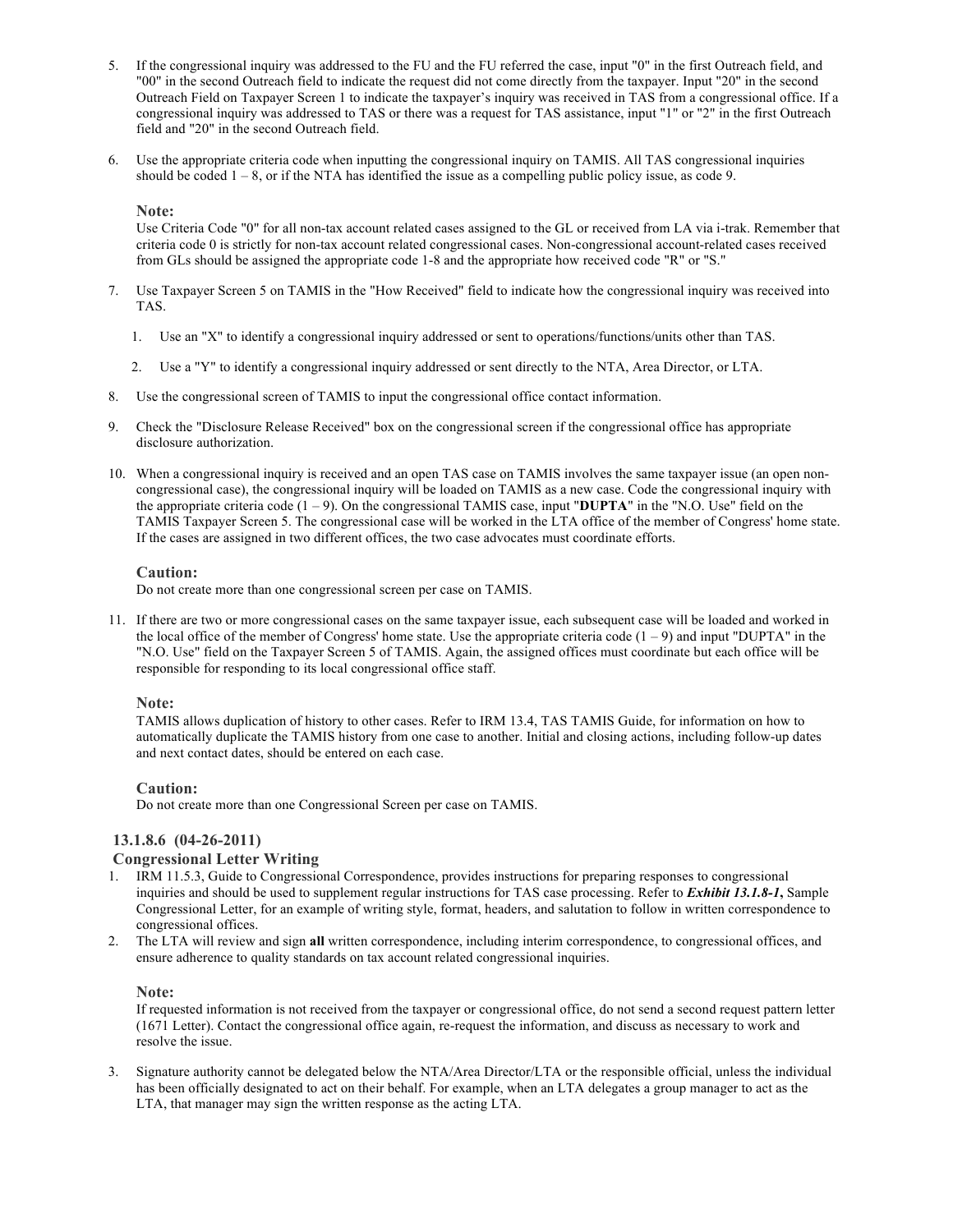5. If the congressional inquiry was addressed to the FU and the FU referred the case, input "0" in the first Outreach field, and "00" in the second Outreach field to indicate the request did not come directly from the taxpayer. Input "20" in the second Outreach Field on Taxpayer Screen 1 to indicate the taxpayer's inquiry was received in TAS from a congressional office. If a congressional inquiry was addressed to TAS or there was a request for TAS assistance, input "1" or "2" in the first Outreach field and "20" in the second Outreach field.

6. Use the appropriate criteria code when inputting the congressional inquiry on TAMIS. All TAS congressional inquiries should be coded 1 – 8, or if the NTA has identified the issue as a compelling public policy issue, as code 9.

   **Note:**
   Use Criteria Code "0" for all non-tax account related cases assigned to the GL or received from LA via i-trak. Remember that criteria code 0 is strictly for non-tax account related congressional cases. Non-congressional account-related cases received from GLs should be assigned the appropriate code 1-8 and the appropriate how received code "R" or "S."

7. Use Taxpayer Screen 5 on TAMIS in the "How Received" field to indicate how the congressional inquiry was received into TAS.

   1. Use an "X" to identify a congressional inquiry addressed or sent to operations/functions/units other than TAS.
   2. Use a "Y" to identify a congressional inquiry addressed or sent directly to the NTA, Area Director, or LTA.

8. Use the congressional screen of TAMIS to input the congressional office contact information.

9. Check the "Disclosure Release Received" box on the congressional screen if the congressional office has appropriate disclosure authorization.

10. When a congressional inquiry is received and an open TAS case on TAMIS involves the same taxpayer issue (an open non-congressional case), the congressional inquiry will be loaded on TAMIS as a new case. Code the congressional inquiry with the appropriate criteria code (1 – 9). On the congressional TAMIS case, input "**DUPTA**" in the "N.O. Use" field on the TAMIS Taxpayer Screen 5. The congressional case will be worked in the LTA office of the member of Congress' home state. If the cases are assigned in two different offices, the two case advocates must coordinate efforts.

    **Caution:**
    Do not create more than one congressional screen per case on TAMIS.

11. If there are two or more congressional cases on the same taxpayer issue, each subsequent case will be loaded and worked in the local office of the member of Congress' home state. Use the appropriate criteria code (1 – 9) and input "DUPTA" in the "N.O. Use" field on the Taxpayer Screen 5 of TAMIS. Again, the assigned offices must coordinate but each office will be responsible for responding to its local congressional office staff.

    **Note:**
    TAMIS allows duplication of history to other cases. Refer to IRM 13.4, TAS TAMIS Guide, for information on how to automatically duplicate the TAMIS history from one case to another. Initial and closing actions, including follow-up dates and next contact dates, should be entered on each case.

    **Caution:**
    Do not create more than one Congressional Screen per case on TAMIS.

### 13.1.8.6 (04-26-2011)
### Congressional Letter Writing

1. IRM 11.5.3, Guide to Congressional Correspondence, provides instructions for preparing responses to congressional inquiries and should be used to supplement regular instructions for TAS case processing. Refer to ***Exhibit 13.1.8-1*****,** Sample Congressional Letter, for an example of writing style, format, headers, and salutation to follow in written correspondence to congressional offices.
2. The LTA will review and sign **all** written correspondence, including interim correspondence, to congressional offices, and ensure adherence to quality standards on tax account related congressional inquiries.

   **Note:**
   If requested information is not received from the taxpayer or congressional office, do not send a second request pattern letter (1671 Letter). Contact the congressional office again, re-request the information, and discuss as necessary to work and resolve the issue.

3. Signature authority cannot be delegated below the NTA/Area Director/LTA or the responsible official, unless the individual has been officially designated to act on their behalf. For example, when an LTA delegates a group manager to act as the LTA, that manager may sign the written response as the acting LTA.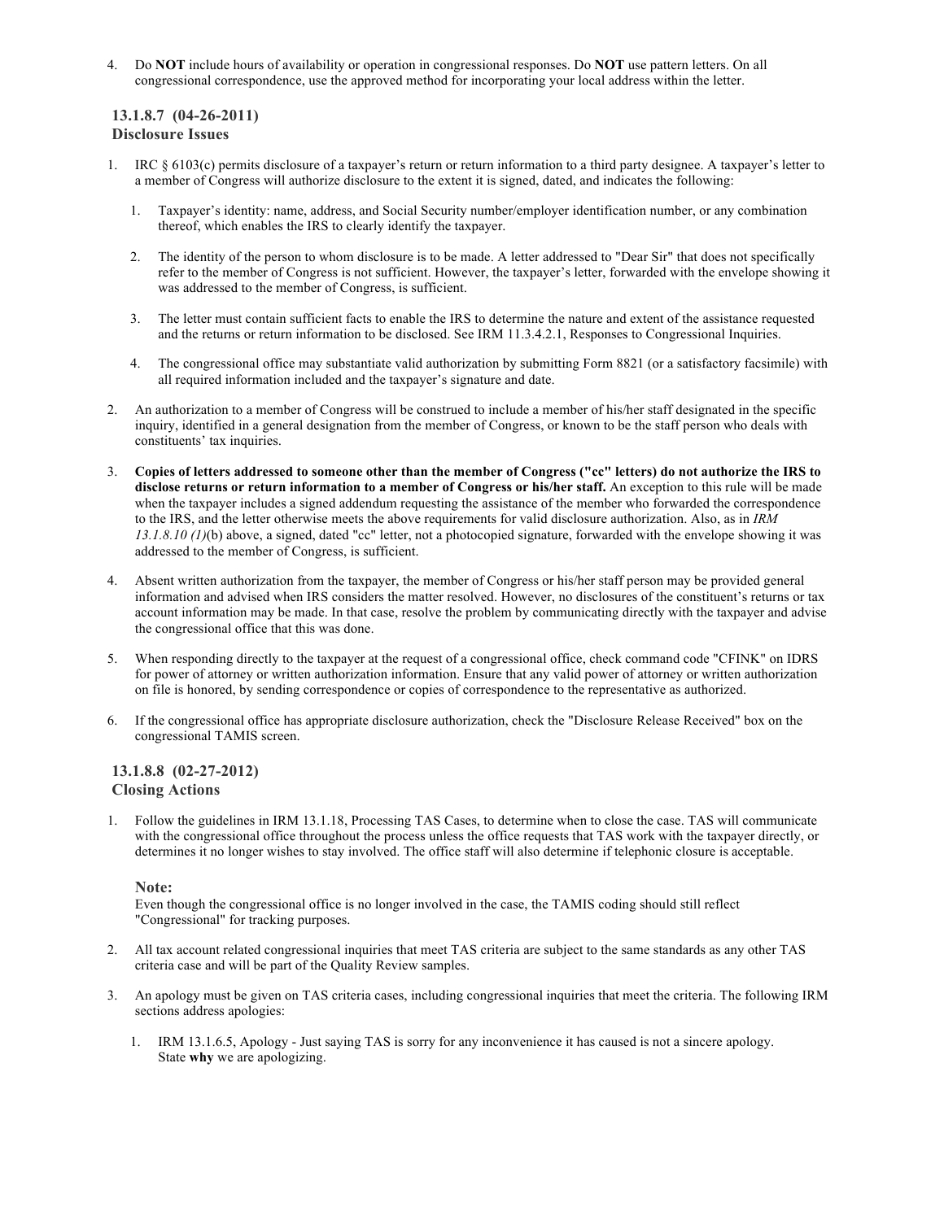4. Do **NOT** include hours of availability or operation in congressional responses. Do **NOT** use pattern letters. On all congressional correspondence, use the approved method for incorporating your local address within the letter.

### 13.1.8.7 (04-26-2011)
### Disclosure Issues

1. IRC § 6103(c) permits disclosure of a taxpayer's return or return information to a third party designee. A taxpayer's letter to a member of Congress will authorize disclosure to the extent it is signed, dated, and indicates the following:

   1. Taxpayer's identity: name, address, and Social Security number/employer identification number, or any combination thereof, which enables the IRS to clearly identify the taxpayer.

   2. The identity of the person to whom disclosure is to be made. A letter addressed to "Dear Sir" that does not specifically refer to the member of Congress is not sufficient. However, the taxpayer's letter, forwarded with the envelope showing it was addressed to the member of Congress, is sufficient.

   3. The letter must contain sufficient facts to enable the IRS to determine the nature and extent of the assistance requested and the returns or return information to be disclosed. See IRM 11.3.4.2.1, Responses to Congressional Inquiries.

   4. The congressional office may substantiate valid authorization by submitting Form 8821 (or a satisfactory facsimile) with all required information included and the taxpayer's signature and date.

2. An authorization to a member of Congress will be construed to include a member of his/her staff designated in the specific inquiry, identified in a general designation from the member of Congress, or known to be the staff person who deals with constituents' tax inquiries.

3. **Copies of letters addressed to someone other than the member of Congress ("cc" letters) do not authorize the IRS to disclose returns or return information to a member of Congress or his/her staff.** An exception to this rule will be made when the taxpayer includes a signed addendum requesting the assistance of the member who forwarded the correspondence to the IRS, and the letter otherwise meets the above requirements for valid disclosure authorization. Also, as in *IRM 13.1.8.10 (1)*(b) above, a signed, dated "cc" letter, not a photocopied signature, forwarded with the envelope showing it was addressed to the member of Congress, is sufficient.

4. Absent written authorization from the taxpayer, the member of Congress or his/her staff person may be provided general information and advised when IRS considers the matter resolved. However, no disclosures of the constituent's returns or tax account information may be made. In that case, resolve the problem by communicating directly with the taxpayer and advise the congressional office that this was done.

5. When responding directly to the taxpayer at the request of a congressional office, check command code "CFINK" on IDRS for power of attorney or written authorization information. Ensure that any valid power of attorney or written authorization on file is honored, by sending correspondence or copies of correspondence to the representative as authorized.

6. If the congressional office has appropriate disclosure authorization, check the "Disclosure Release Received" box on the congressional TAMIS screen.

### 13.1.8.8 (02-27-2012)
### Closing Actions

1. Follow the guidelines in IRM 13.1.18, Processing TAS Cases, to determine when to close the case. TAS will communicate with the congressional office throughout the process unless the office requests that TAS work with the taxpayer directly, or determines it no longer wishes to stay involved. The office staff will also determine if telephonic closure is acceptable.

   **Note:**
   Even though the congressional office is no longer involved in the case, the TAMIS coding should still reflect "Congressional" for tracking purposes.

2. All tax account related congressional inquiries that meet TAS criteria are subject to the same standards as any other TAS criteria case and will be part of the Quality Review samples.

3. An apology must be given on TAS criteria cases, including congressional inquiries that meet the criteria. The following IRM sections address apologies:

   1. IRM 13.1.6.5, Apology - Just saying TAS is sorry for any inconvenience it has caused is not a sincere apology. State **why** we are apologizing.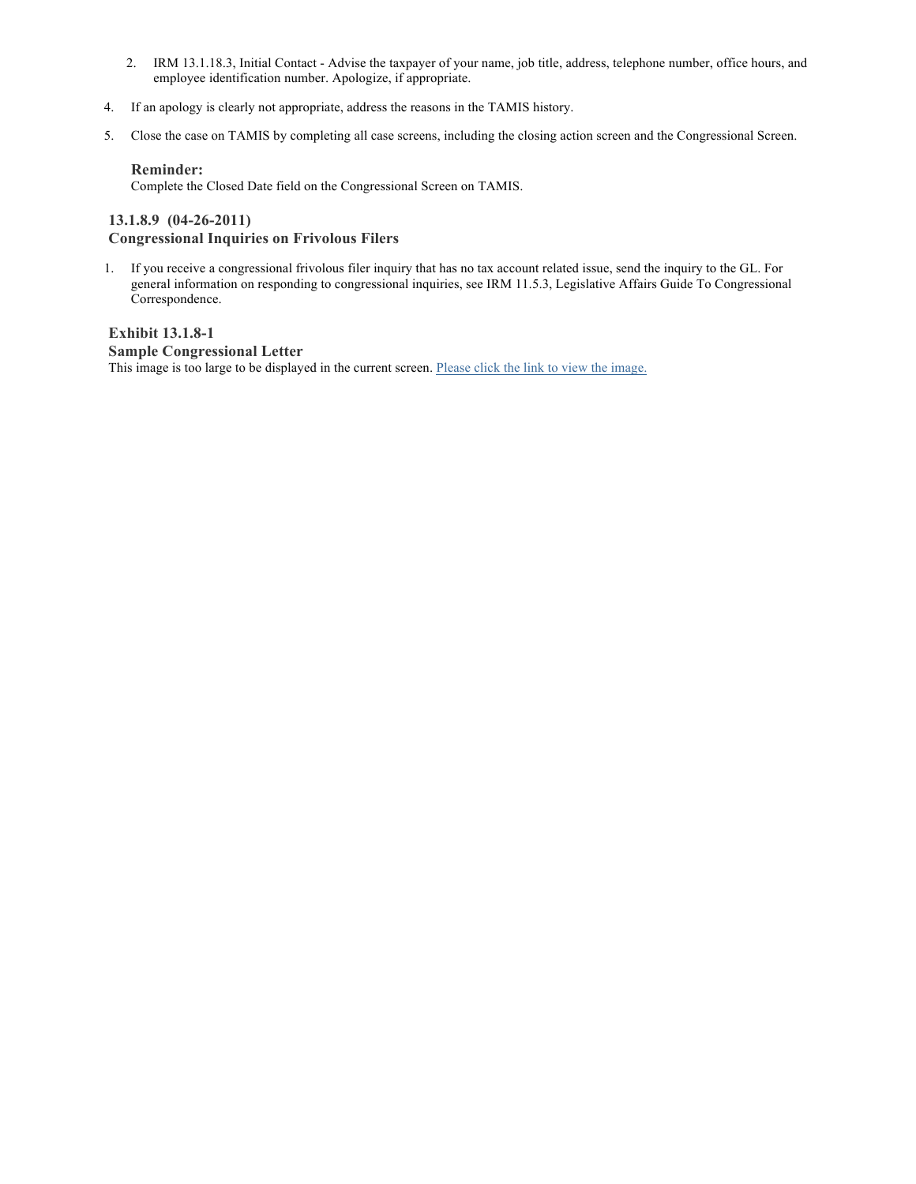2. IRM 13.1.18.3, Initial Contact - Advise the taxpayer of your name, job title, address, telephone number, office hours, and employee identification number. Apologize, if appropriate.

4. If an apology is clearly not appropriate, address the reasons in the TAMIS history.

5. Close the case on TAMIS by completing all case screens, including the closing action screen and the Congressional Screen.

   **Reminder:**
   Complete the Closed Date field on the Congressional Screen on TAMIS.

### 13.1.8.9 (04-26-2011)
### Congressional Inquiries on Frivolous Filers

1. If you receive a congressional frivolous filer inquiry that has no tax account related issue, send the inquiry to the GL. For general information on responding to congressional inquiries, see IRM 11.5.3, Legislative Affairs Guide To Congressional Correspondence.

### Exhibit 13.1.8-1
### Sample Congressional Letter

This image is too large to be displayed in the current screen. Please click the link to view the image.